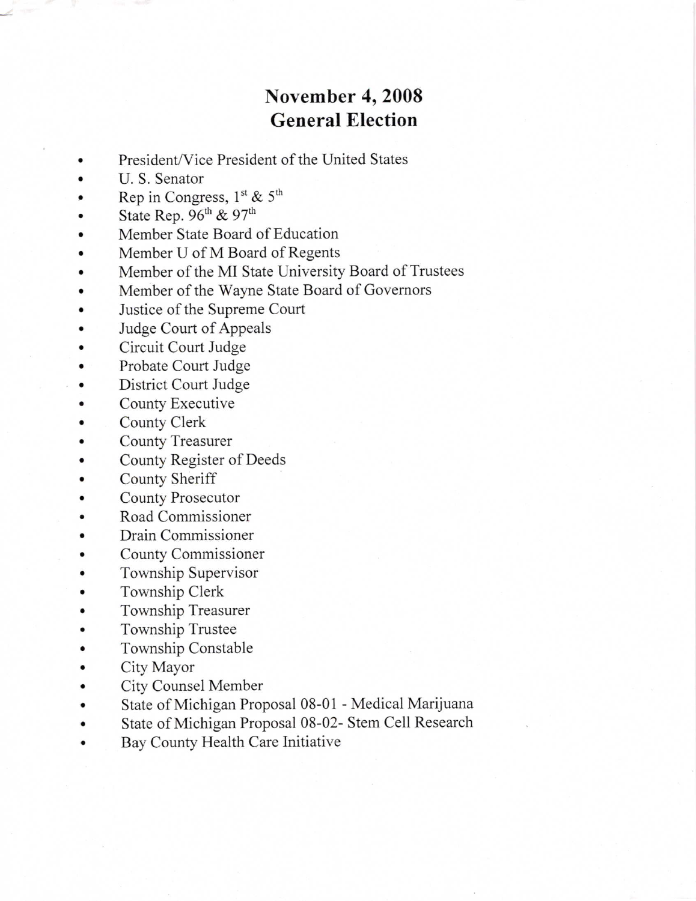# November 4, 2008
# General Election

- President/Vice President of the United States
- U. S. Senator
- Rep in Congress, 1st & 5th
- State Rep. 96th & 97th
- Member State Board of Education
- Member U of M Board of Regents
- Member of the MI State University Board of Trustees
- Member of the Wayne State Board of Governors
- Justice of the Supreme Court
- Judge Court of Appeals
- Circuit Court Judge
- Probate Court Judge
- District Court Judge
- County Executive
- County Clerk
- County Treasurer
- County Register of Deeds
- County Sheriff
- County Prosecutor
- Road Commissioner
- Drain Commissioner
- County Commissioner
- Township Supervisor
- Township Clerk
- Township Treasurer
- Township Trustee
- Township Constable
- City Mayor
- City Counsel Member
- State of Michigan Proposal 08-01 - Medical Marijuana
- State of Michigan Proposal 08-02- Stem Cell Research
- Bay County Health Care Initiative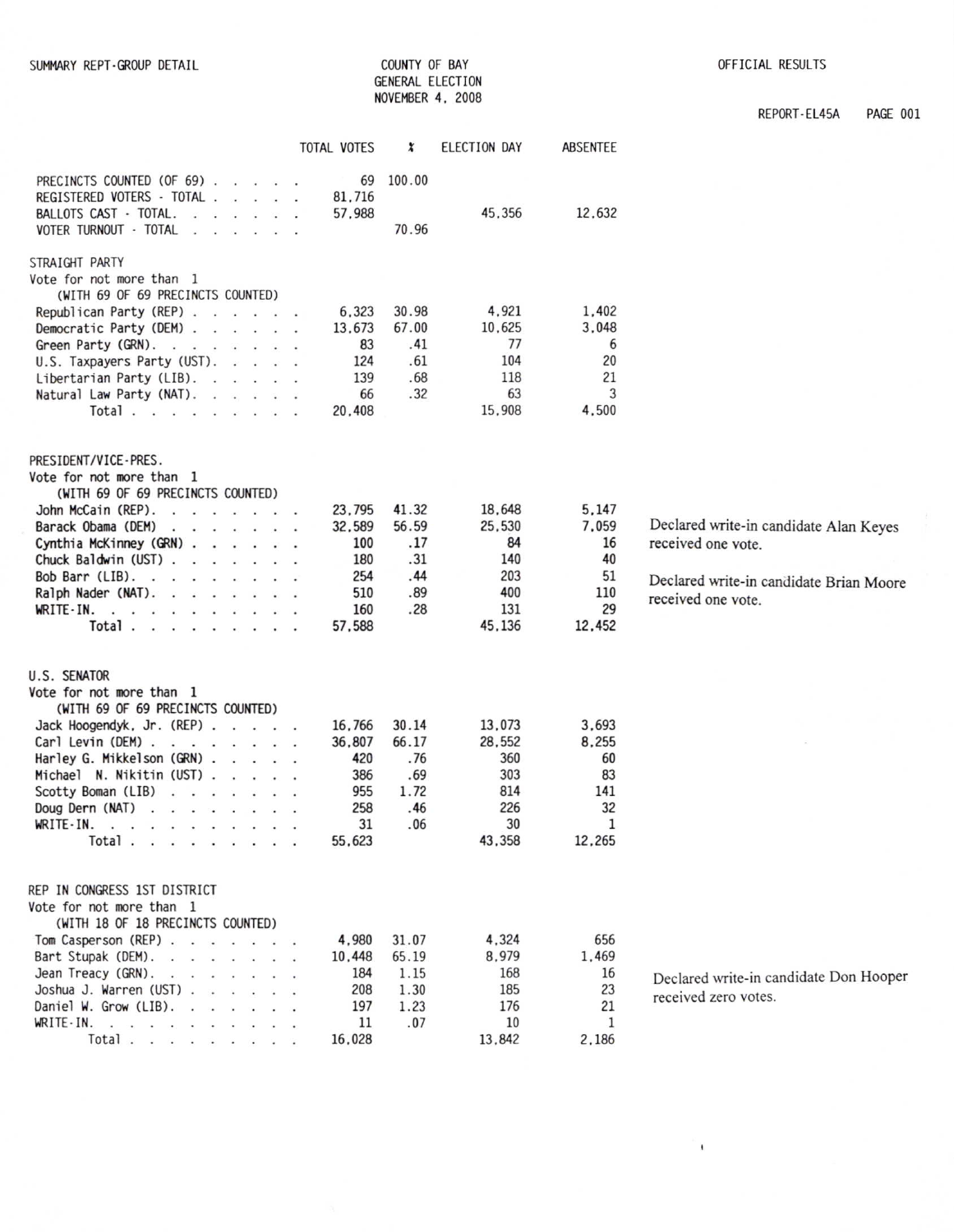SUMMARY REPT-GROUP DETAIL

**COUNTY OF BAY**
**GENERAL ELECTION**
**NOVEMBER 4, 2008**

OFFICIAL RESULTS

REPORT-EL45A PAGE 001

| | TOTAL VOTES | % | ELECTION DAY | ABSENTEE |
|---|---|---|---|---|
| PRECINCTS COUNTED (OF 69) | 69 | 100.00 | | |
| REGISTERED VOTERS - TOTAL | 81,716 | | | |
| BALLOTS CAST - TOTAL | 57,988 | | 45,356 | 12,632 |
| VOTER TURNOUT - TOTAL | | 70.96 | | |

### STRAIGHT PARTY
Vote for not more than 1
(WITH 69 OF 69 PRECINCTS COUNTED)

| | TOTAL VOTES | % | ELECTION DAY | ABSENTEE |
|---|---|---|---|---|
| Republican Party (REP) | 6,323 | 30.98 | 4,921 | 1,402 |
| Democratic Party (DEM) | 13,673 | 67.00 | 10,625 | 3,048 |
| Green Party (GRN) | 83 | .41 | 77 | 6 |
| U.S. Taxpayers Party (UST) | 124 | .61 | 104 | 20 |
| Libertarian Party (LIB) | 139 | .68 | 118 | 21 |
| Natural Law Party (NAT) | 66 | .32 | 63 | 3 |
| Total | 20,408 | | 15,908 | 4,500 |

### PRESIDENT/VICE-PRES.
Vote for not more than 1
(WITH 69 OF 69 PRECINCTS COUNTED)

| | TOTAL VOTES | % | ELECTION DAY | ABSENTEE |
|---|---|---|---|---|
| John McCain (REP) | 23,795 | 41.32 | 18,648 | 5,147 |
| Barack Obama (DEM) | 32,589 | 56.59 | 25,530 | 7,059 |
| Cynthia McKinney (GRN) | 100 | .17 | 84 | 16 |
| Chuck Baldwin (UST) | 180 | .31 | 140 | 40 |
| Bob Barr (LIB) | 254 | .44 | 203 | 51 |
| Ralph Nader (NAT) | 510 | .89 | 400 | 110 |
| WRITE-IN | 160 | .28 | 131 | 29 |
| Total | 57,588 | | 45,136 | 12,452 |

Declared write-in candidate Alan Keyes received one vote.

Declared write-in candidate Brian Moore received one vote.

### U.S. SENATOR
Vote for not more than 1
(WITH 69 OF 69 PRECINCTS COUNTED)

| | TOTAL VOTES | % | ELECTION DAY | ABSENTEE |
|---|---|---|---|---|
| Jack Hoogendyk, Jr. (REP) | 16,766 | 30.14 | 13,073 | 3,693 |
| Carl Levin (DEM) | 36,807 | 66.17 | 28,552 | 8,255 |
| Harley G. Mikkelson (GRN) | 420 | .76 | 360 | 60 |
| Michael N. Nikitin (UST) | 386 | .69 | 303 | 83 |
| Scotty Boman (LIB) | 955 | 1.72 | 814 | 141 |
| Doug Dern (NAT) | 258 | .46 | 226 | 32 |
| WRITE-IN | 31 | .06 | 30 | 1 |
| Total | 55,623 | | 43,358 | 12,265 |

### REP IN CONGRESS 1ST DISTRICT
Vote for not more than 1
(WITH 18 OF 18 PRECINCTS COUNTED)

| | TOTAL VOTES | % | ELECTION DAY | ABSENTEE |
|---|---|---|---|---|
| Tom Casperson (REP) | 4,980 | 31.07 | 4,324 | 656 |
| Bart Stupak (DEM) | 10,448 | 65.19 | 8,979 | 1,469 |
| Jean Treacy (GRN) | 184 | 1.15 | 168 | 16 |
| Joshua J. Warren (UST) | 208 | 1.30 | 185 | 23 |
| Daniel W. Grow (LIB) | 197 | 1.23 | 176 | 21 |
| WRITE-IN | 11 | .07 | 10 | 1 |
| Total | 16,028 | | 13,842 | 2,186 |

Declared write-in candidate Don Hooper received zero votes.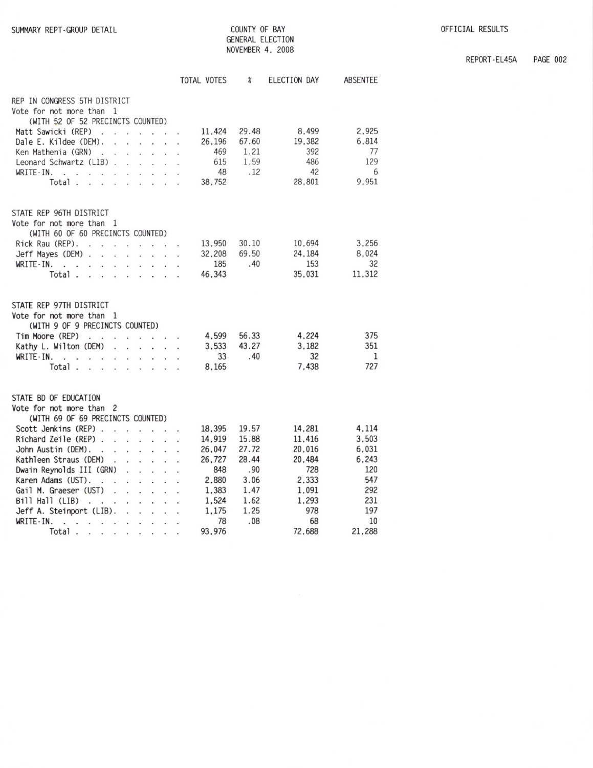SUMMARY REPT-GROUP DETAIL

COUNTY OF BAY
GENERAL ELECTION
NOVEMBER 4, 2008

OFFICIAL RESULTS

REPORT-EL45A

| | TOTAL VOTES | % | ELECTION DAY | ABSENTEE |
|---|---|---|---|---|
| **REP IN CONGRESS 5TH DISTRICT** | | | | |
| Vote for not more than 1 | | | | |
| (WITH 52 OF 52 PRECINCTS COUNTED) | | | | |
| Matt Sawicki (REP) | 11,424 | 29.48 | 8,499 | 2,925 |
| Dale E. Kildee (DEM) | 26,196 | 67.60 | 19,382 | 6,814 |
| Ken Mathenia (GRN) | 469 | 1.21 | 392 | 77 |
| Leonard Schwartz (LIB) | 615 | 1.59 | 486 | 129 |
| WRITE-IN. | 48 | .12 | 42 | 6 |
| Total | 38,752 | | 28,801 | 9,951 |
| **STATE REP 96TH DISTRICT** | | | | |
| Vote for not more than 1 | | | | |
| (WITH 60 OF 60 PRECINCTS COUNTED) | | | | |
| Rick Rau (REP) | 13,950 | 30.10 | 10,694 | 3,256 |
| Jeff Mayes (DEM) | 32,208 | 69.50 | 24,184 | 8,024 |
| WRITE-IN. | 185 | .40 | 153 | 32 |
| Total | 46,343 | | 35,031 | 11,312 |
| **STATE REP 97TH DISTRICT** | | | | |
| Vote for not more than 1 | | | | |
| (WITH 9 OF 9 PRECINCTS COUNTED) | | | | |
| Tim Moore (REP) | 4,599 | 56.33 | 4,224 | 375 |
| Kathy L. Wilton (DEM) | 3,533 | 43.27 | 3,182 | 351 |
| WRITE-IN. | 33 | .40 | 32 | 1 |
| Total | 8,165 | | 7,438 | 727 |
| **STATE BD OF EDUCATION** | | | | |
| Vote for not more than 2 | | | | |
| (WITH 69 OF 69 PRECINCTS COUNTED) | | | | |
| Scott Jenkins (REP) | 18,395 | 19.57 | 14,281 | 4,114 |
| Richard Zeile (REP) | 14,919 | 15.88 | 11,416 | 3,503 |
| John Austin (DEM) | 26,047 | 27.72 | 20,016 | 6,031 |
| Kathleen Straus (DEM) | 26,727 | 28.44 | 20,484 | 6,243 |
| Dwain Reynolds III (GRN) | 848 | .90 | 728 | 120 |
| Karen Adams (UST) | 2,880 | 3.06 | 2,333 | 547 |
| Gail M. Graeser (UST) | 1,383 | 1.47 | 1,091 | 292 |
| Bill Hall (LIB) | 1,524 | 1.62 | 1,293 | 231 |
| Jeff A. Steinport (LIB) | 1,175 | 1.25 | 978 | 197 |
| WRITE-IN. | 78 | .08 | 68 | 10 |
| Total | 93,976 | | 72,688 | 21,288 |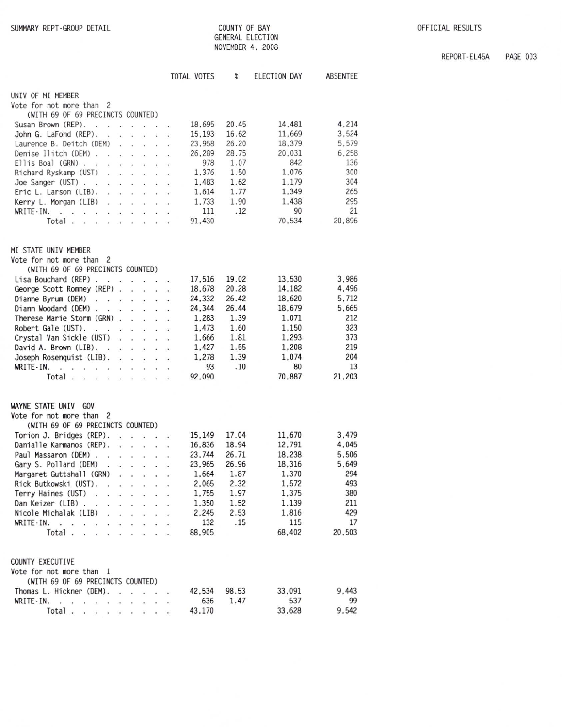SUMMARY REPT-GROUP DETAIL

# COUNTY OF BAY
## GENERAL ELECTION
## NOVEMBER 4, 2008

OFFICIAL RESULTS

REPORT-EL45A PAGE 003

### UNIV OF MI MEMBER
Vote for not more than 2
(WITH 69 OF 69 PRECINCTS COUNTED)

| | TOTAL VOTES | % | ELECTION DAY | ABSENTEE |
|---|---|---|---|---|
| Susan Brown (REP) | 18,695 | 20.45 | 14,481 | 4,214 |
| John G. LaFond (REP) | 15,193 | 16.62 | 11,669 | 3,524 |
| Laurence B. Deitch (DEM) | 23,958 | 26.20 | 18,379 | 5,579 |
| Denise Ilitch (DEM) | 26,289 | 28.75 | 20,031 | 6,258 |
| Ellis Boal (GRN) | 978 | 1.07 | 842 | 136 |
| Richard Ryskamp (UST) | 1,376 | 1.50 | 1,076 | 300 |
| Joe Sanger (UST) | 1,483 | 1.62 | 1,179 | 304 |
| Eric L. Larson (LIB) | 1,614 | 1.77 | 1,349 | 265 |
| Kerry L. Morgan (LIB) | 1,733 | 1.90 | 1,438 | 295 |
| WRITE-IN | 111 | .12 | 90 | 21 |
| Total | 91,430 | | 70,534 | 20,896 |

### MI STATE UNIV MEMBER
Vote for not more than 2
(WITH 69 OF 69 PRECINCTS COUNTED)

| | TOTAL VOTES | % | ELECTION DAY | ABSENTEE |
|---|---|---|---|---|
| Lisa Bouchard (REP) | 17,516 | 19.02 | 13,530 | 3,986 |
| George Scott Romney (REP) | 18,678 | 20.28 | 14,182 | 4,496 |
| Dianne Byrum (DEM) | 24,332 | 26.42 | 18,620 | 5,712 |
| Diann Woodard (DEM) | 24,344 | 26.44 | 18,679 | 5,665 |
| Therese Marie Storm (GRN) | 1,283 | 1.39 | 1,071 | 212 |
| Robert Gale (UST) | 1,473 | 1.60 | 1,150 | 323 |
| Crystal Van Sickle (UST) | 1,666 | 1.81 | 1,293 | 373 |
| David A. Brown (LIB) | 1,427 | 1.55 | 1,208 | 219 |
| Joseph Rosenquist (LIB) | 1,278 | 1.39 | 1,074 | 204 |
| WRITE-IN | 93 | .10 | 80 | 13 |
| Total | 92,090 | | 70,887 | 21,203 |

### WAYNE STATE UNIV GOV
Vote for not more than 2
(WITH 69 OF 69 PRECINCTS COUNTED)

| | TOTAL VOTES | % | ELECTION DAY | ABSENTEE |
|---|---|---|---|---|
| Torion J. Bridges (REP) | 15,149 | 17.04 | 11,670 | 3,479 |
| Danialle Karmanos (REP) | 16,836 | 18.94 | 12,791 | 4,045 |
| Paul Massaron (DEM) | 23,744 | 26.71 | 18,238 | 5,506 |
| Gary S. Pollard (DEM) | 23,965 | 26.96 | 18,316 | 5,649 |
| Margaret Guttshall (GRN) | 1,664 | 1.87 | 1,370 | 294 |
| Rick Butkowski (UST) | 2,065 | 2.32 | 1,572 | 493 |
| Terry Haines (UST) | 1,755 | 1.97 | 1,375 | 380 |
| Dan Keizer (LIB) | 1,350 | 1.52 | 1,139 | 211 |
| Nicole Michalak (LIB) | 2,245 | 2.53 | 1,816 | 429 |
| WRITE-IN | 132 | .15 | 115 | 17 |
| Total | 88,905 | | 68,402 | 20,503 |

### COUNTY EXECUTIVE
Vote for not more than 1
(WITH 69 OF 69 PRECINCTS COUNTED)

| | TOTAL VOTES | % | ELECTION DAY | ABSENTEE |
|---|---|---|---|---|
| Thomas L. Hickner (DEM) | 42,534 | 98.53 | 33,091 | 9,443 |
| WRITE-IN | 636 | 1.47 | 537 | 99 |
| Total | 43,170 | | 33,628 | 9,542 |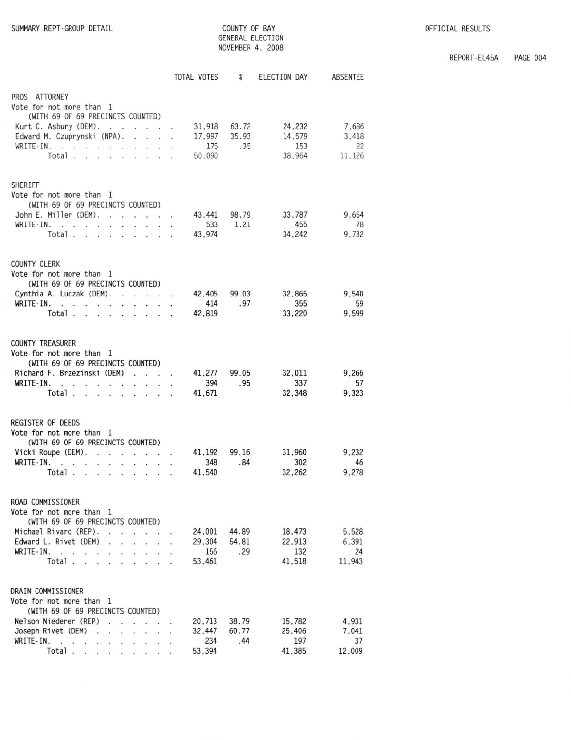SUMMARY REPT-GROUP DETAIL

COUNTY OF BAY
GENERAL ELECTION
NOVEMBER 4, 2008

OFFICIAL RESULTS

REPORT-EL45A

| | TOTAL VOTES | % | ELECTION DAY | ABSENTEE |
|---|---|---|---|---|
| **PROS ATTORNEY** | | | | |
| Vote for not more than 1 | | | | |
| (WITH 69 OF 69 PRECINCTS COUNTED) | | | | |
| Kurt C. Asbury (DEM) | 31,918 | 63.72 | 24,232 | 7,686 |
| Edward M. Czuprynski (NPA) | 17,997 | 35.93 | 14,579 | 3,418 |
| WRITE-IN | 175 | .35 | 153 | 22 |
| Total | 50,090 | | 38,964 | 11,126 |
| **SHERIFF** | | | | |
| Vote for not more than 1 | | | | |
| (WITH 69 OF 69 PRECINCTS COUNTED) | | | | |
| John E. Miller (DEM) | 43,441 | 98.79 | 33,787 | 9,654 |
| WRITE-IN | 533 | 1.21 | 455 | 78 |
| Total | 43,974 | | 34,242 | 9,732 |
| **COUNTY CLERK** | | | | |
| Vote for not more than 1 | | | | |
| (WITH 69 OF 69 PRECINCTS COUNTED) | | | | |
| Cynthia A. Luczak (DEM) | 42,405 | 99.03 | 32,865 | 9,540 |
| WRITE-IN | 414 | .97 | 355 | 59 |
| Total | 42,819 | | 33,220 | 9,599 |
| **COUNTY TREASURER** | | | | |
| Vote for not more than 1 | | | | |
| (WITH 69 OF 69 PRECINCTS COUNTED) | | | | |
| Richard F. Brzezinski (DEM) | 41,277 | 99.05 | 32,011 | 9,266 |
| WRITE-IN | 394 | .95 | 337 | 57 |
| Total | 41,671 | | 32,348 | 9,323 |
| **REGISTER OF DEEDS** | | | | |
| Vote for not more than 1 | | | | |
| (WITH 69 OF 69 PRECINCTS COUNTED) | | | | |
| Vicki Roupe (DEM) | 41,192 | 99.16 | 31,960 | 9,232 |
| WRITE-IN | 348 | .84 | 302 | 46 |
| Total | 41,540 | | 32,262 | 9,278 |
| **ROAD COMMISSIONER** | | | | |
| Vote for not more than 1 | | | | |
| (WITH 69 OF 69 PRECINCTS COUNTED) | | | | |
| Michael Rivard (REP) | 24,001 | 44.89 | 18,473 | 5,528 |
| Edward L. Rivet (DEM) | 29,304 | 54.81 | 22,913 | 6,391 |
| WRITE-IN | 156 | .29 | 132 | 24 |
| Total | 53,461 | | 41,518 | 11,943 |
| **DRAIN COMMISSIONER** | | | | |
| Vote for not more than 1 | | | | |
| (WITH 69 OF 69 PRECINCTS COUNTED) | | | | |
| Nelson Niederer (REP) | 20,713 | 38.79 | 15,782 | 4,931 |
| Joseph Rivet (DEM) | 32,447 | 60.77 | 25,406 | 7,041 |
| WRITE-IN | 234 | .44 | 197 | 37 |
| Total | 53,394 | | 41,385 | 12,009 |